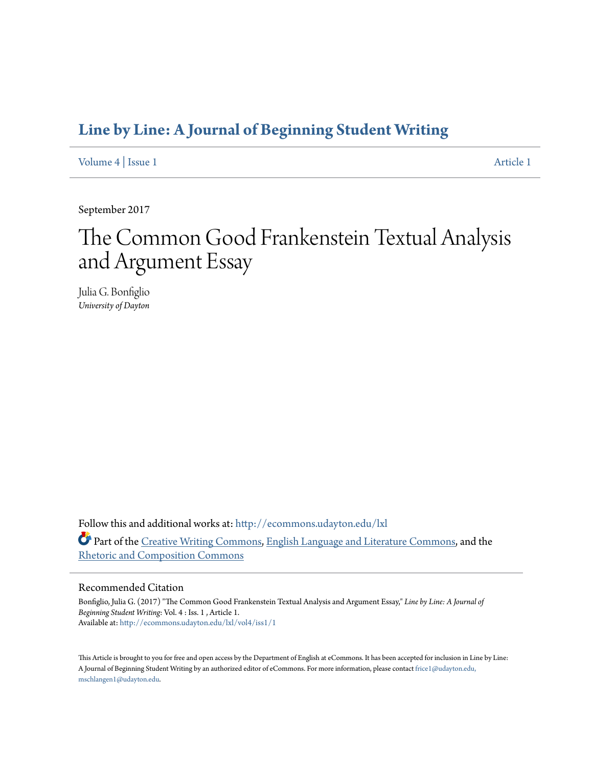# Line by Line: A Journal of Beginning Student Writing

Volume 4 | Issue 1 Article 1

September 2017

# The Common Good Frankenstein Textual Analysis and Argument Essay

Julia G. Bonfiglio
*University of Dayton*

Follow this and additional works at: http://ecommons.udayton.edu/lxl

Part of the Creative Writing Commons, English Language and Literature Commons, and the Rhetoric and Composition Commons

## Recommended Citation

Bonfiglio, Julia G. (2017) "The Common Good Frankenstein Textual Analysis and Argument Essay," *Line by Line: A Journal of Beginning Student Writing*: Vol. 4 : Iss. 1 , Article 1.
Available at: http://ecommons.udayton.edu/lxl/vol4/iss1/1

This Article is brought to you for free and open access by the Department of English at eCommons. It has been accepted for inclusion in Line by Line: A Journal of Beginning Student Writing by an authorized editor of eCommons. For more information, please contact frice1@udayton.edu, mschlangen1@udayton.edu.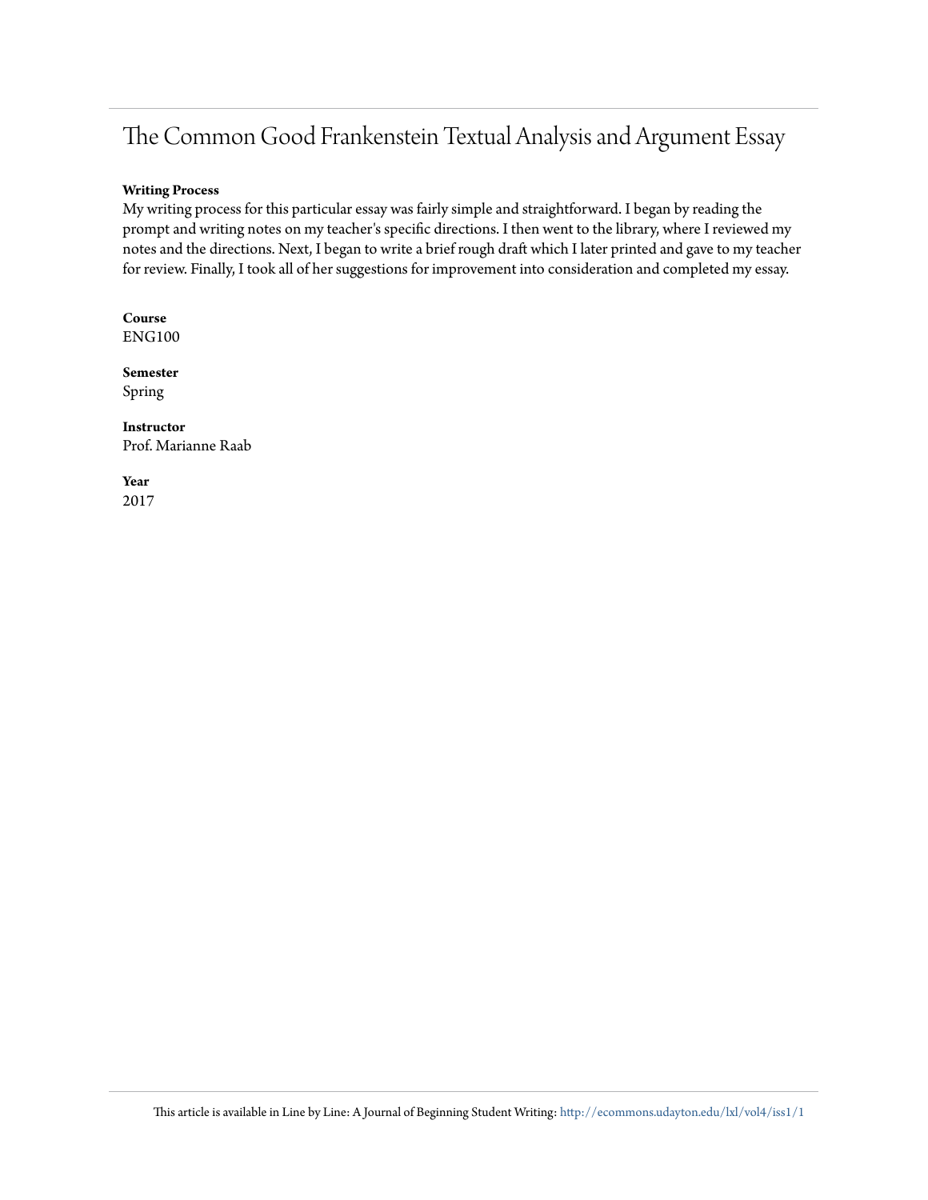# The Common Good Frankenstein Textual Analysis and Argument Essay

**Writing Process**

My writing process for this particular essay was fairly simple and straightforward. I began by reading the prompt and writing notes on my teacher's specific directions. I then went to the library, where I reviewed my notes and the directions. Next, I began to write a brief rough draft which I later printed and gave to my teacher for review. Finally, I took all of her suggestions for improvement into consideration and completed my essay.

**Course**

ENG100

**Semester**

Spring

**Instructor**

Prof. Marianne Raab

**Year**

2017

This article is available in Line by Line: A Journal of Beginning Student Writing: http://ecommons.udayton.edu/lxl/vol4/iss1/1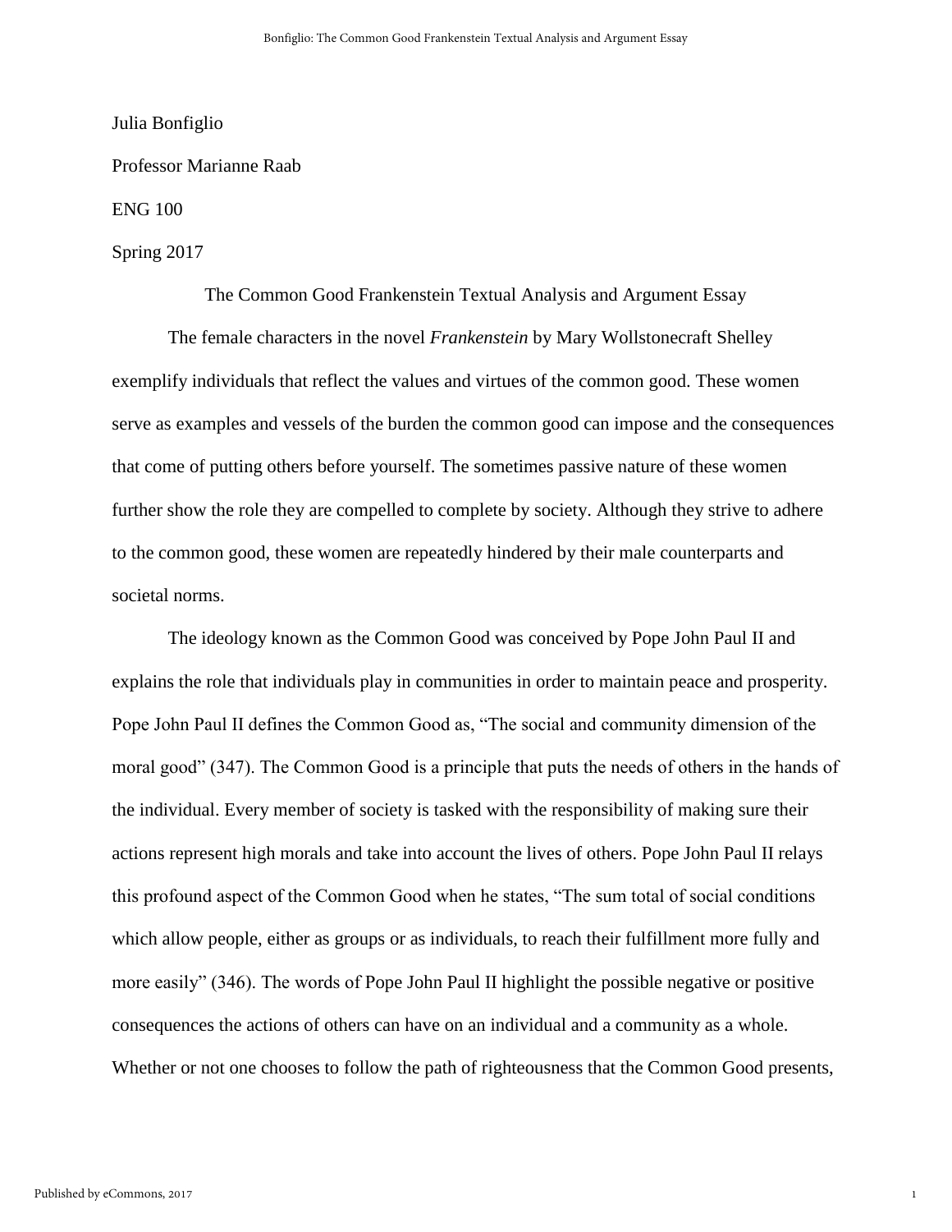Julia Bonfiglio

Professor Marianne Raab

ENG 100

Spring 2017

# The Common Good Frankenstein Textual Analysis and Argument Essay

The female characters in the novel *Frankenstein* by Mary Wollstonecraft Shelley exemplify individuals that reflect the values and virtues of the common good. These women serve as examples and vessels of the burden the common good can impose and the consequences that come of putting others before yourself. The sometimes passive nature of these women further show the role they are compelled to complete by society. Although they strive to adhere to the common good, these women are repeatedly hindered by their male counterparts and societal norms.

The ideology known as the Common Good was conceived by Pope John Paul II and explains the role that individuals play in communities in order to maintain peace and prosperity. Pope John Paul II defines the Common Good as, "The social and community dimension of the moral good" (347). The Common Good is a principle that puts the needs of others in the hands of the individual. Every member of society is tasked with the responsibility of making sure their actions represent high morals and take into account the lives of others. Pope John Paul II relays this profound aspect of the Common Good when he states, "The sum total of social conditions which allow people, either as groups or as individuals, to reach their fulfillment more fully and more easily" (346). The words of Pope John Paul II highlight the possible negative or positive consequences the actions of others can have on an individual and a community as a whole. Whether or not one chooses to follow the path of righteousness that the Common Good presents,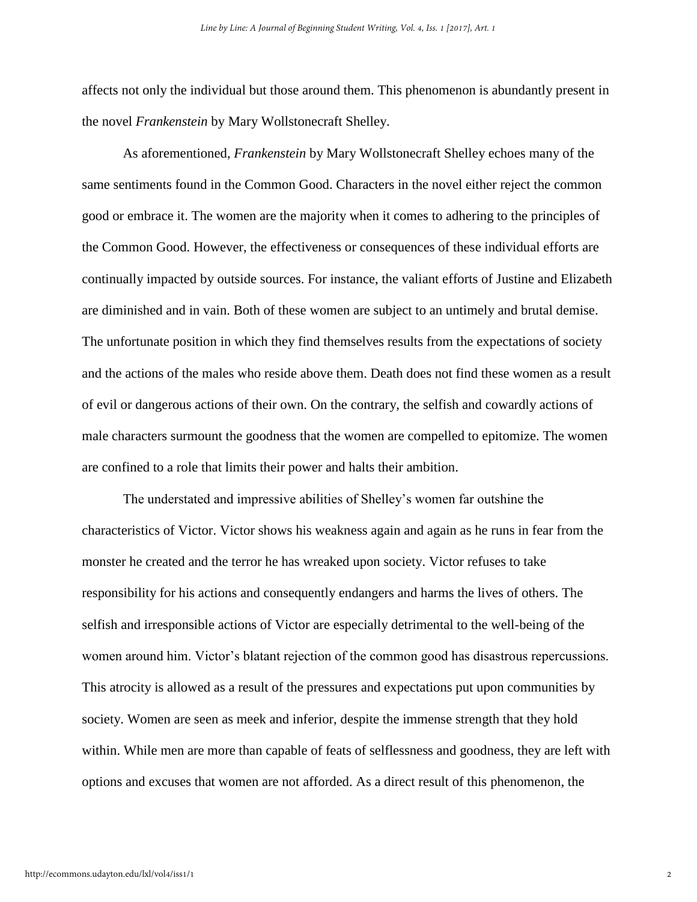affects not only the individual but those around them. This phenomenon is abundantly present in the novel *Frankenstein* by Mary Wollstonecraft Shelley.

As aforementioned, *Frankenstein* by Mary Wollstonecraft Shelley echoes many of the same sentiments found in the Common Good. Characters in the novel either reject the common good or embrace it. The women are the majority when it comes to adhering to the principles of the Common Good. However, the effectiveness or consequences of these individual efforts are continually impacted by outside sources. For instance, the valiant efforts of Justine and Elizabeth are diminished and in vain. Both of these women are subject to an untimely and brutal demise. The unfortunate position in which they find themselves results from the expectations of society and the actions of the males who reside above them. Death does not find these women as a result of evil or dangerous actions of their own. On the contrary, the selfish and cowardly actions of male characters surmount the goodness that the women are compelled to epitomize. The women are confined to a role that limits their power and halts their ambition.

The understated and impressive abilities of Shelley's women far outshine the characteristics of Victor. Victor shows his weakness again and again as he runs in fear from the monster he created and the terror he has wreaked upon society. Victor refuses to take responsibility for his actions and consequently endangers and harms the lives of others. The selfish and irresponsible actions of Victor are especially detrimental to the well-being of the women around him. Victor's blatant rejection of the common good has disastrous repercussions. This atrocity is allowed as a result of the pressures and expectations put upon communities by society. Women are seen as meek and inferior, despite the immense strength that they hold within. While men are more than capable of feats of selflessness and goodness, they are left with options and excuses that women are not afforded. As a direct result of this phenomenon, the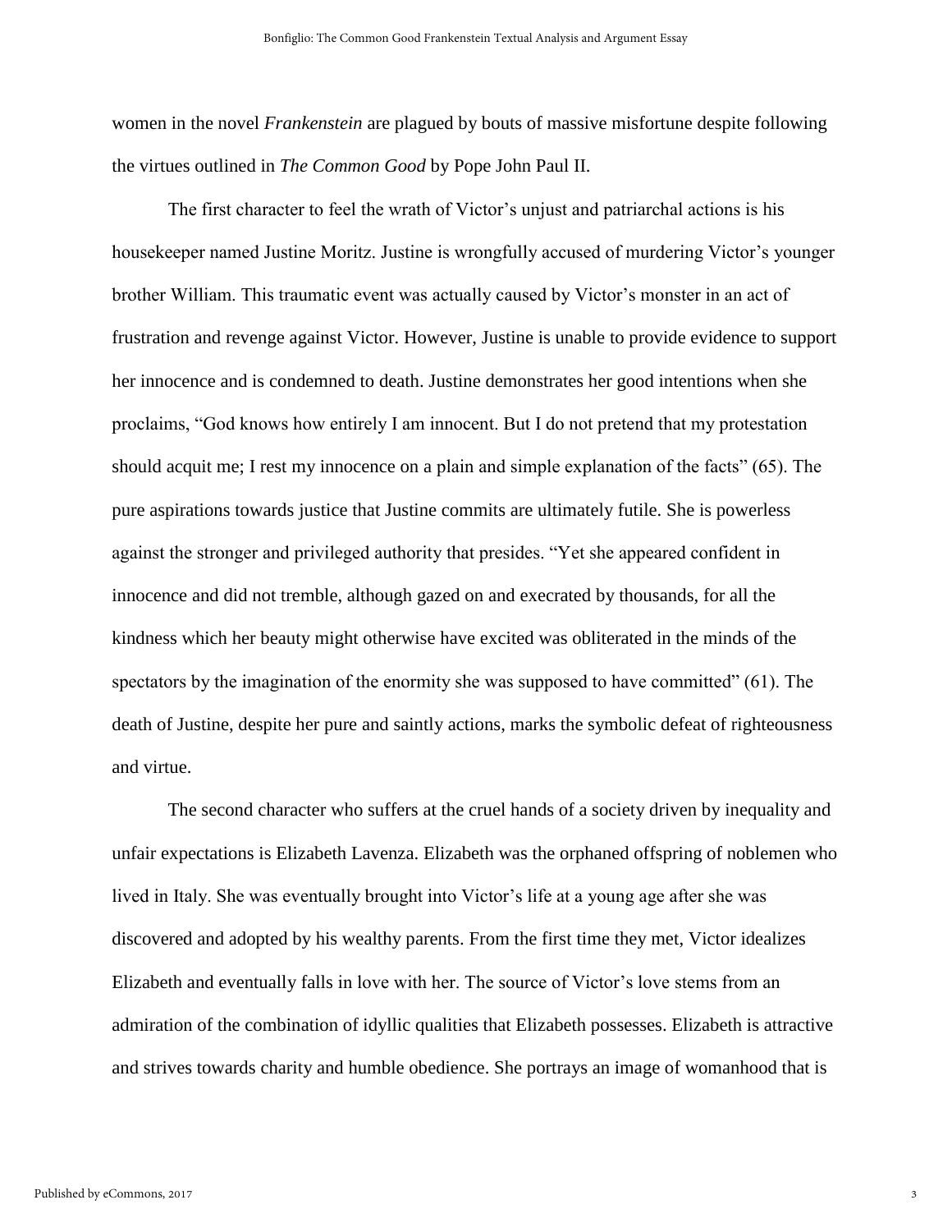women in the novel *Frankenstein* are plagued by bouts of massive misfortune despite following the virtues outlined in *The Common Good* by Pope John Paul II.

The first character to feel the wrath of Victor's unjust and patriarchal actions is his housekeeper named Justine Moritz. Justine is wrongfully accused of murdering Victor's younger brother William. This traumatic event was actually caused by Victor's monster in an act of frustration and revenge against Victor. However, Justine is unable to provide evidence to support her innocence and is condemned to death. Justine demonstrates her good intentions when she proclaims, "God knows how entirely I am innocent. But I do not pretend that my protestation should acquit me; I rest my innocence on a plain and simple explanation of the facts" (65). The pure aspirations towards justice that Justine commits are ultimately futile. She is powerless against the stronger and privileged authority that presides. "Yet she appeared confident in innocence and did not tremble, although gazed on and execrated by thousands, for all the kindness which her beauty might otherwise have excited was obliterated in the minds of the spectators by the imagination of the enormity she was supposed to have committed" (61). The death of Justine, despite her pure and saintly actions, marks the symbolic defeat of righteousness and virtue.

The second character who suffers at the cruel hands of a society driven by inequality and unfair expectations is Elizabeth Lavenza. Elizabeth was the orphaned offspring of noblemen who lived in Italy. She was eventually brought into Victor's life at a young age after she was discovered and adopted by his wealthy parents. From the first time they met, Victor idealizes Elizabeth and eventually falls in love with her. The source of Victor's love stems from an admiration of the combination of idyllic qualities that Elizabeth possesses. Elizabeth is attractive and strives towards charity and humble obedience. She portrays an image of womanhood that is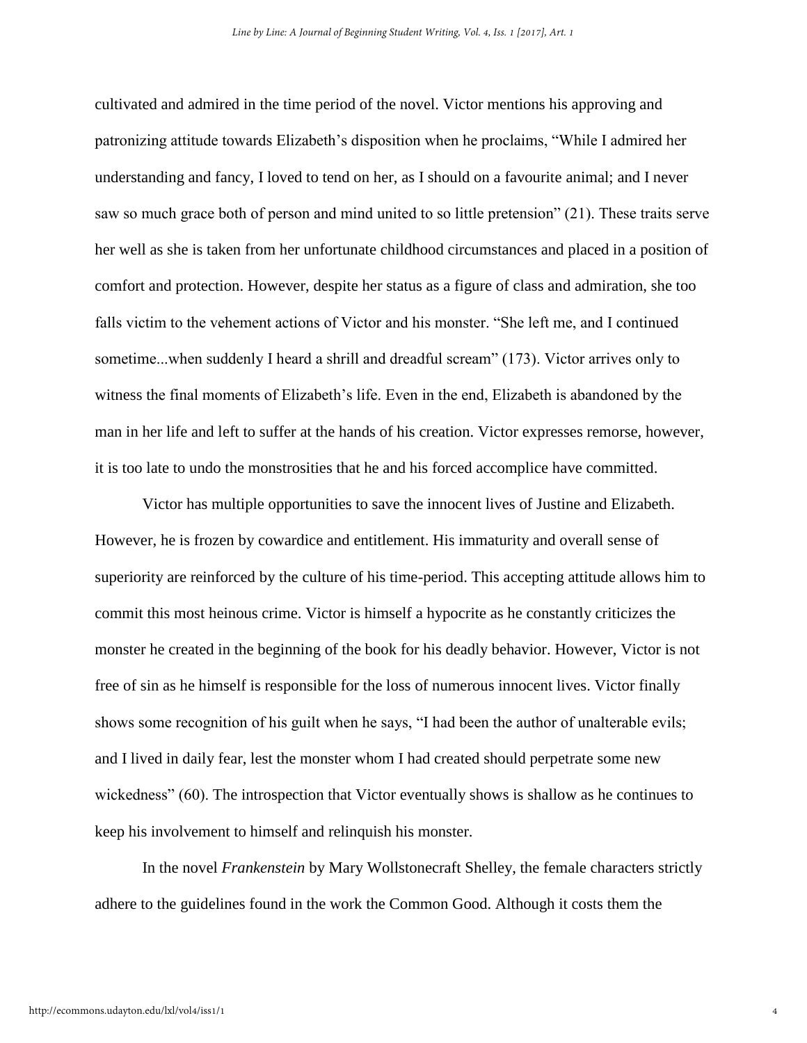cultivated and admired in the time period of the novel. Victor mentions his approving and patronizing attitude towards Elizabeth's disposition when he proclaims, "While I admired her understanding and fancy, I loved to tend on her, as I should on a favourite animal; and I never saw so much grace both of person and mind united to so little pretension" (21). These traits serve her well as she is taken from her unfortunate childhood circumstances and placed in a position of comfort and protection. However, despite her status as a figure of class and admiration, she too falls victim to the vehement actions of Victor and his monster. "She left me, and I continued sometime...when suddenly I heard a shrill and dreadful scream" (173). Victor arrives only to witness the final moments of Elizabeth's life. Even in the end, Elizabeth is abandoned by the man in her life and left to suffer at the hands of his creation. Victor expresses remorse, however, it is too late to undo the monstrosities that he and his forced accomplice have committed.

Victor has multiple opportunities to save the innocent lives of Justine and Elizabeth. However, he is frozen by cowardice and entitlement. His immaturity and overall sense of superiority are reinforced by the culture of his time-period. This accepting attitude allows him to commit this most heinous crime. Victor is himself a hypocrite as he constantly criticizes the monster he created in the beginning of the book for his deadly behavior. However, Victor is not free of sin as he himself is responsible for the loss of numerous innocent lives. Victor finally shows some recognition of his guilt when he says, "I had been the author of unalterable evils; and I lived in daily fear, lest the monster whom I had created should perpetrate some new wickedness" (60). The introspection that Victor eventually shows is shallow as he continues to keep his involvement to himself and relinquish his monster.

In the novel *Frankenstein* by Mary Wollstonecraft Shelley, the female characters strictly adhere to the guidelines found in the work the Common Good. Although it costs them the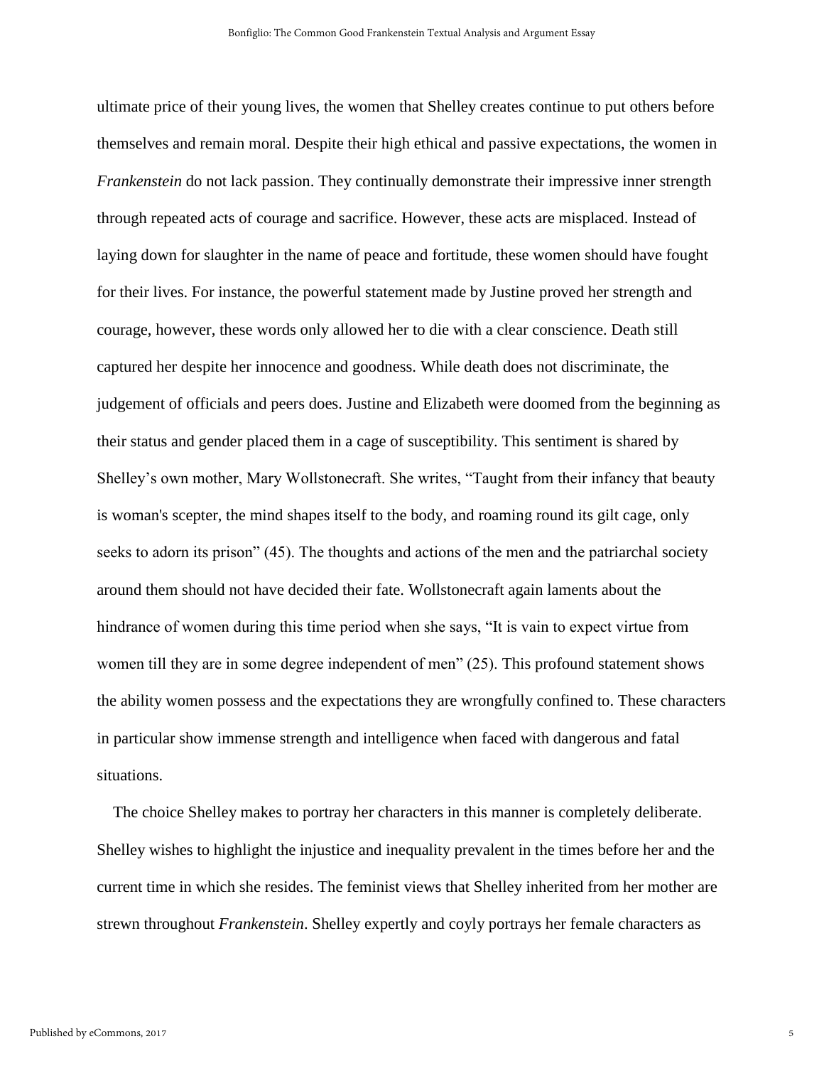ultimate price of their young lives, the women that Shelley creates continue to put others before themselves and remain moral. Despite their high ethical and passive expectations, the women in *Frankenstein* do not lack passion. They continually demonstrate their impressive inner strength through repeated acts of courage and sacrifice. However, these acts are misplaced. Instead of laying down for slaughter in the name of peace and fortitude, these women should have fought for their lives. For instance, the powerful statement made by Justine proved her strength and courage, however, these words only allowed her to die with a clear conscience. Death still captured her despite her innocence and goodness. While death does not discriminate, the judgement of officials and peers does. Justine and Elizabeth were doomed from the beginning as their status and gender placed them in a cage of susceptibility. This sentiment is shared by Shelley's own mother, Mary Wollstonecraft. She writes, "Taught from their infancy that beauty is woman's scepter, the mind shapes itself to the body, and roaming round its gilt cage, only seeks to adorn its prison" (45). The thoughts and actions of the men and the patriarchal society around them should not have decided their fate. Wollstonecraft again laments about the hindrance of women during this time period when she says, "It is vain to expect virtue from women till they are in some degree independent of men" (25). This profound statement shows the ability women possess and the expectations they are wrongfully confined to. These characters in particular show immense strength and intelligence when faced with dangerous and fatal situations.

The choice Shelley makes to portray her characters in this manner is completely deliberate. Shelley wishes to highlight the injustice and inequality prevalent in the times before her and the current time in which she resides. The feminist views that Shelley inherited from her mother are strewn throughout *Frankenstein*. Shelley expertly and coyly portrays her female characters as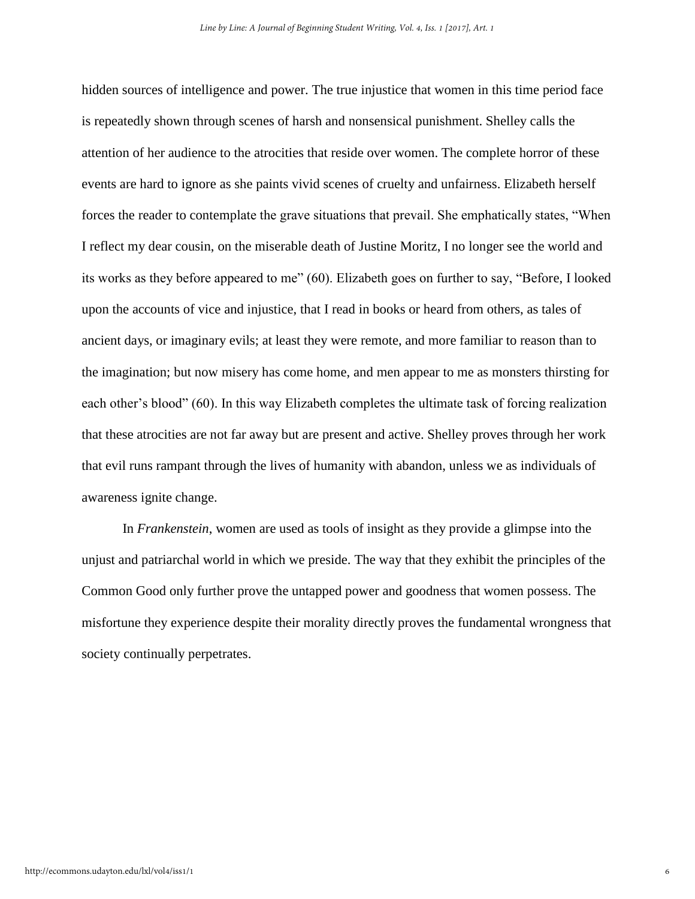hidden sources of intelligence and power. The true injustice that women in this time period face is repeatedly shown through scenes of harsh and nonsensical punishment. Shelley calls the attention of her audience to the atrocities that reside over women. The complete horror of these events are hard to ignore as she paints vivid scenes of cruelty and unfairness. Elizabeth herself forces the reader to contemplate the grave situations that prevail. She emphatically states, "When I reflect my dear cousin, on the miserable death of Justine Moritz, I no longer see the world and its works as they before appeared to me" (60). Elizabeth goes on further to say, "Before, I looked upon the accounts of vice and injustice, that I read in books or heard from others, as tales of ancient days, or imaginary evils; at least they were remote, and more familiar to reason than to the imagination; but now misery has come home, and men appear to me as monsters thirsting for each other's blood" (60). In this way Elizabeth completes the ultimate task of forcing realization that these atrocities are not far away but are present and active. Shelley proves through her work that evil runs rampant through the lives of humanity with abandon, unless we as individuals of awareness ignite change.

In *Frankenstein*, women are used as tools of insight as they provide a glimpse into the unjust and patriarchal world in which we preside. The way that they exhibit the principles of the Common Good only further prove the untapped power and goodness that women possess. The misfortune they experience despite their morality directly proves the fundamental wrongness that society continually perpetrates.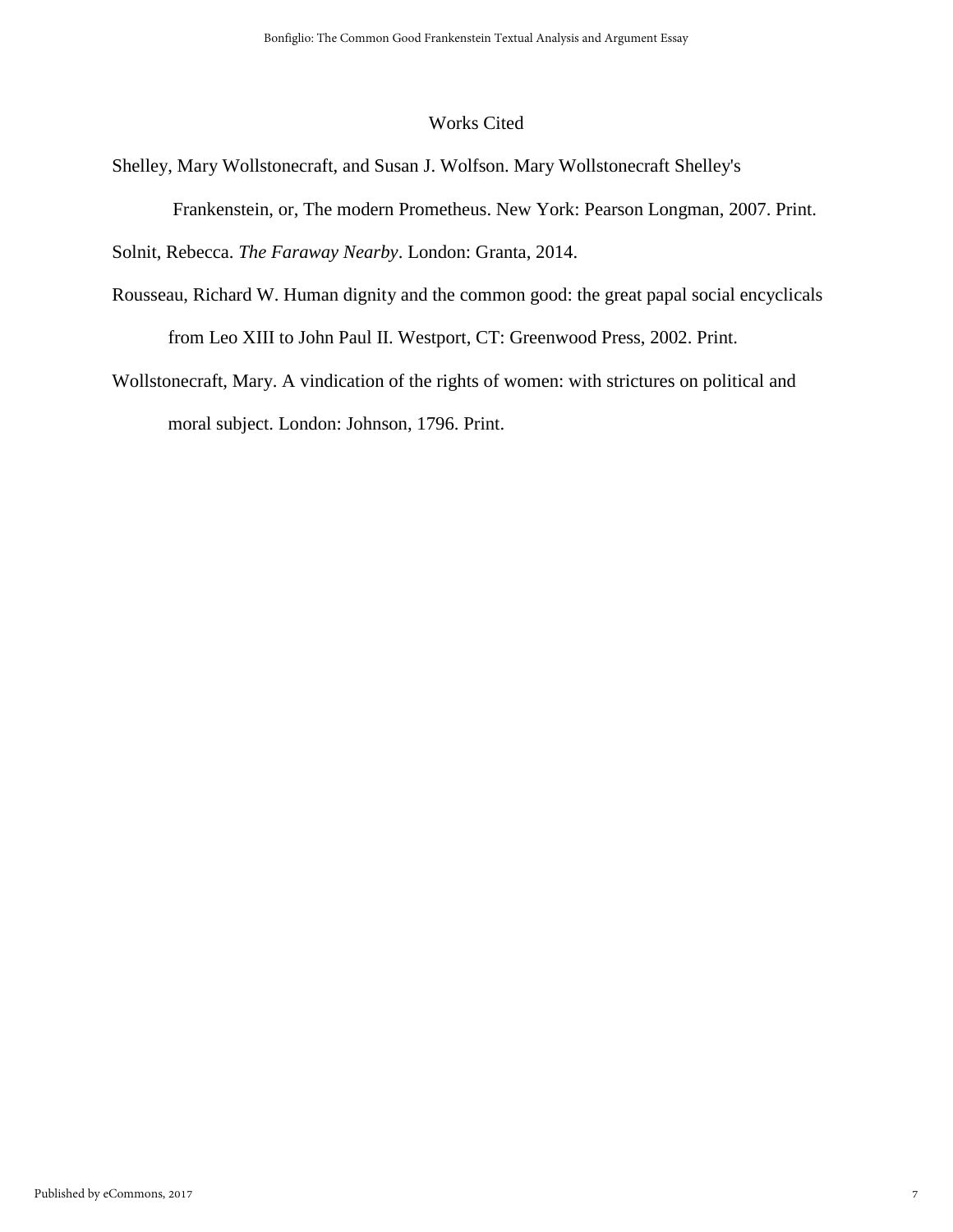# Works Cited

Shelley, Mary Wollstonecraft, and Susan J. Wolfson. Mary Wollstonecraft Shelley's Frankenstein, or, The modern Prometheus. New York: Pearson Longman, 2007. Print.

Solnit, Rebecca. *The Faraway Nearby*. London: Granta, 2014.

Rousseau, Richard W. Human dignity and the common good: the great papal social encyclicals from Leo XIII to John Paul II. Westport, CT: Greenwood Press, 2002. Print.

Wollstonecraft, Mary. A vindication of the rights of women: with strictures on political and moral subject. London: Johnson, 1796. Print.